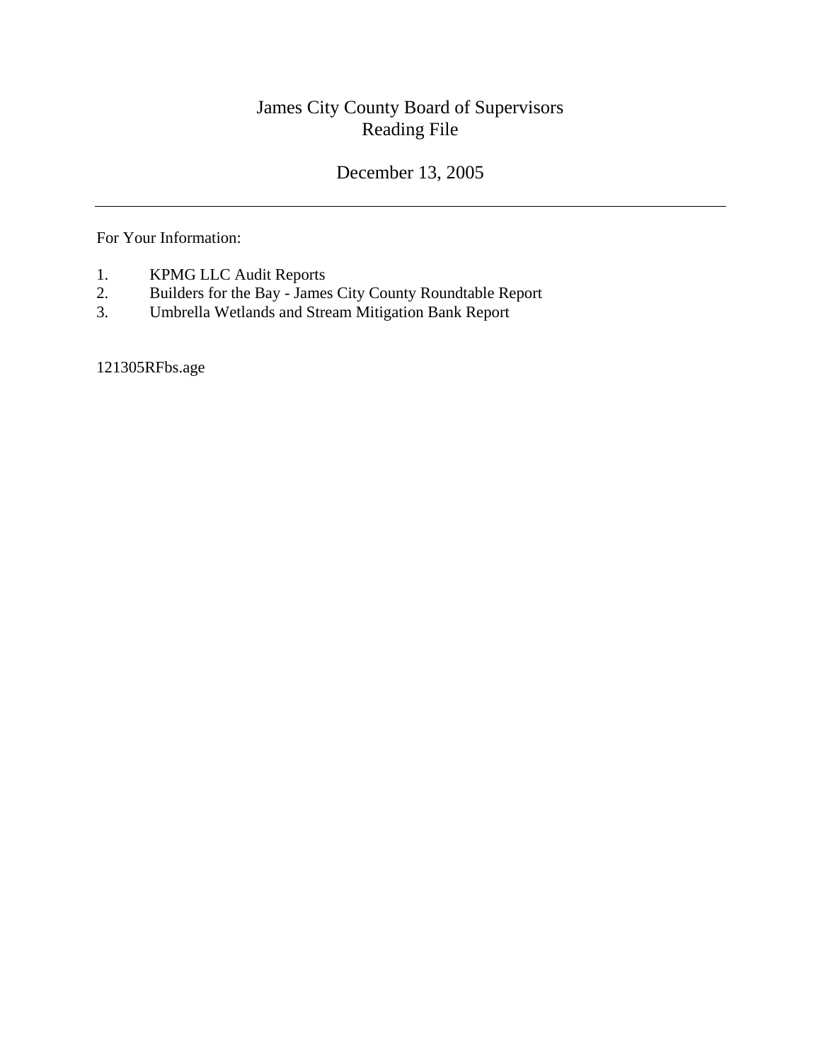# James City County Board of Supervisors
# Reading File

## December 13, 2005

---

For Your Information:

1. KPMG LLC Audit Reports
2. Builders for the Bay - James City County Roundtable Report
3. Umbrella Wetlands and Stream Mitigation Bank Report

121305RFbs.age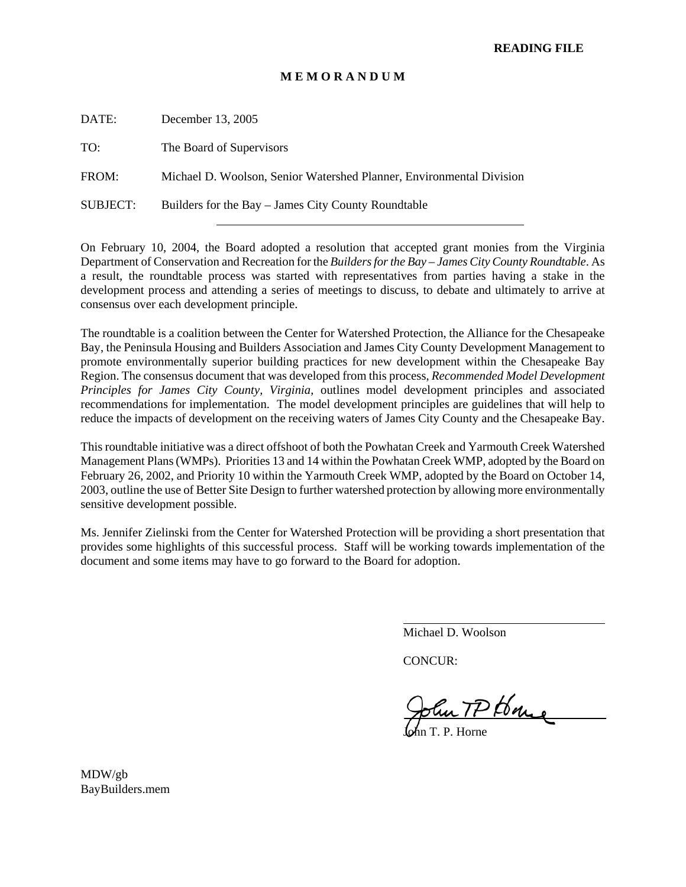**READING FILE**

# M E M O R A N D U M

DATE: December 13, 2005

TO: The Board of Supervisors

FROM: Michael D. Woolson, Senior Watershed Planner, Environmental Division

SUBJECT: Builders for the Bay – James City County Roundtable

---

On February 10, 2004, the Board adopted a resolution that accepted grant monies from the Virginia Department of Conservation and Recreation for the *Builders for the Bay – James City County Roundtable*. As a result, the roundtable process was started with representatives from parties having a stake in the development process and attending a series of meetings to discuss, to debate and ultimately to arrive at consensus over each development principle.

The roundtable is a coalition between the Center for Watershed Protection, the Alliance for the Chesapeake Bay, the Peninsula Housing and Builders Association and James City County Development Management to promote environmentally superior building practices for new development within the Chesapeake Bay Region. The consensus document that was developed from this process, *Recommended Model Development Principles for James City County, Virginia,* outlines model development principles and associated recommendations for implementation. The model development principles are guidelines that will help to reduce the impacts of development on the receiving waters of James City County and the Chesapeake Bay.

This roundtable initiative was a direct offshoot of both the Powhatan Creek and Yarmouth Creek Watershed Management Plans (WMPs). Priorities 13 and 14 within the Powhatan Creek WMP, adopted by the Board on February 26, 2002, and Priority 10 within the Yarmouth Creek WMP, adopted by the Board on October 14, 2003, outline the use of Better Site Design to further watershed protection by allowing more environmentally sensitive development possible.

Ms. Jennifer Zielinski from the Center for Watershed Protection will be providing a short presentation that provides some highlights of this successful process. Staff will be working towards implementation of the document and some items may have to go forward to the Board for adoption.

Michael D. Woolson

CONCUR:

John T. P. Horne

MDW/gb
BayBuilders.mem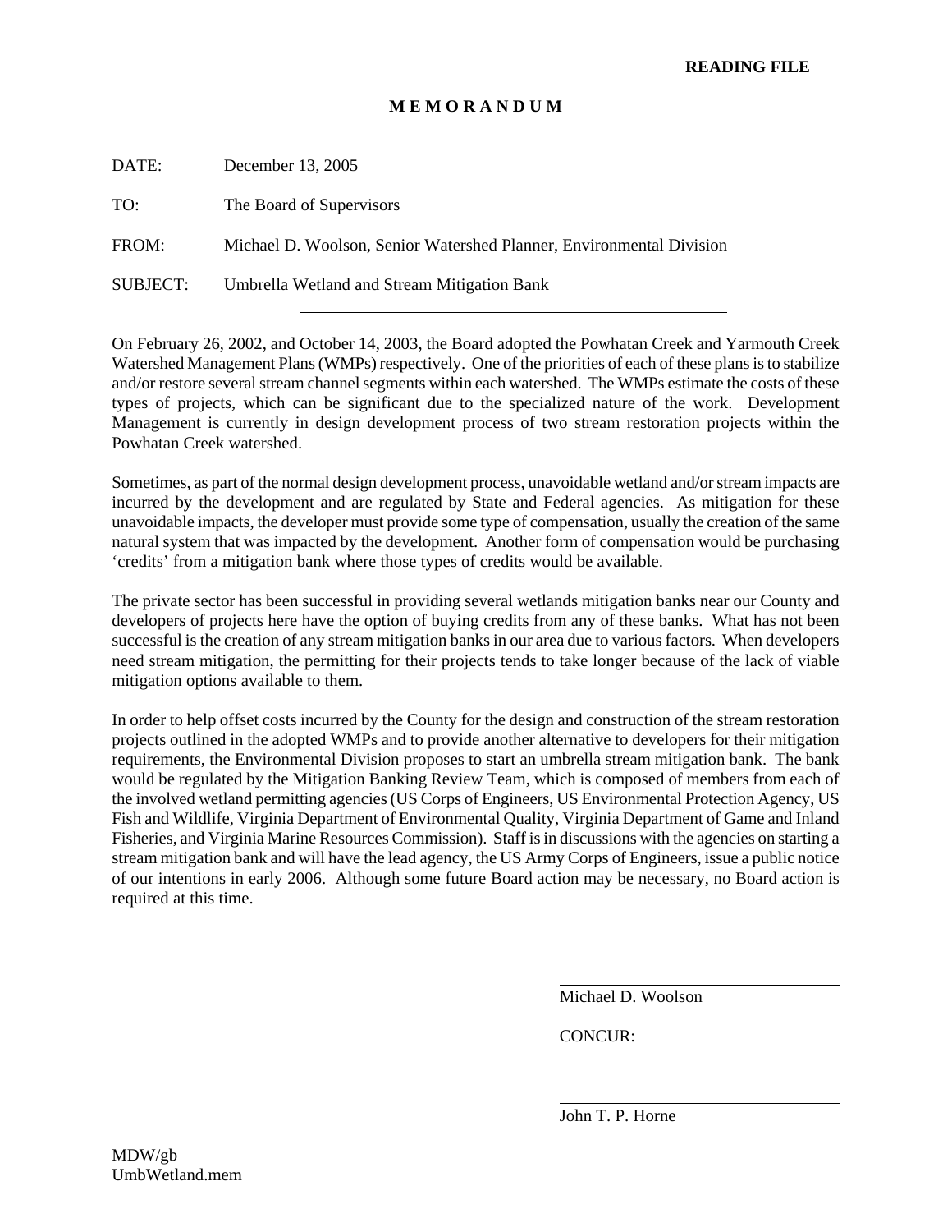**READING FILE**

**M E M O R A N D U M**

DATE: December 13, 2005

TO: The Board of Supervisors

FROM: Michael D. Woolson, Senior Watershed Planner, Environmental Division

SUBJECT: Umbrella Wetland and Stream Mitigation Bank

---

On February 26, 2002, and October 14, 2003, the Board adopted the Powhatan Creek and Yarmouth Creek Watershed Management Plans (WMPs) respectively. One of the priorities of each of these plans is to stabilize and/or restore several stream channel segments within each watershed. The WMPs estimate the costs of these types of projects, which can be significant due to the specialized nature of the work. Development Management is currently in design development process of two stream restoration projects within the Powhatan Creek watershed.

Sometimes, as part of the normal design development process, unavoidable wetland and/or stream impacts are incurred by the development and are regulated by State and Federal agencies. As mitigation for these unavoidable impacts, the developer must provide some type of compensation, usually the creation of the same natural system that was impacted by the development. Another form of compensation would be purchasing 'credits' from a mitigation bank where those types of credits would be available.

The private sector has been successful in providing several wetlands mitigation banks near our County and developers of projects here have the option of buying credits from any of these banks. What has not been successful is the creation of any stream mitigation banks in our area due to various factors. When developers need stream mitigation, the permitting for their projects tends to take longer because of the lack of viable mitigation options available to them.

In order to help offset costs incurred by the County for the design and construction of the stream restoration projects outlined in the adopted WMPs and to provide another alternative to developers for their mitigation requirements, the Environmental Division proposes to start an umbrella stream mitigation bank. The bank would be regulated by the Mitigation Banking Review Team, which is composed of members from each of the involved wetland permitting agencies (US Corps of Engineers, US Environmental Protection Agency, US Fish and Wildlife, Virginia Department of Environmental Quality, Virginia Department of Game and Inland Fisheries, and Virginia Marine Resources Commission). Staff is in discussions with the agencies on starting a stream mitigation bank and will have the lead agency, the US Army Corps of Engineers, issue a public notice of our intentions in early 2006. Although some future Board action may be necessary, no Board action is required at this time.

Michael D. Woolson

CONCUR:

John T. P. Horne

MDW/gb
UmbWetland.mem